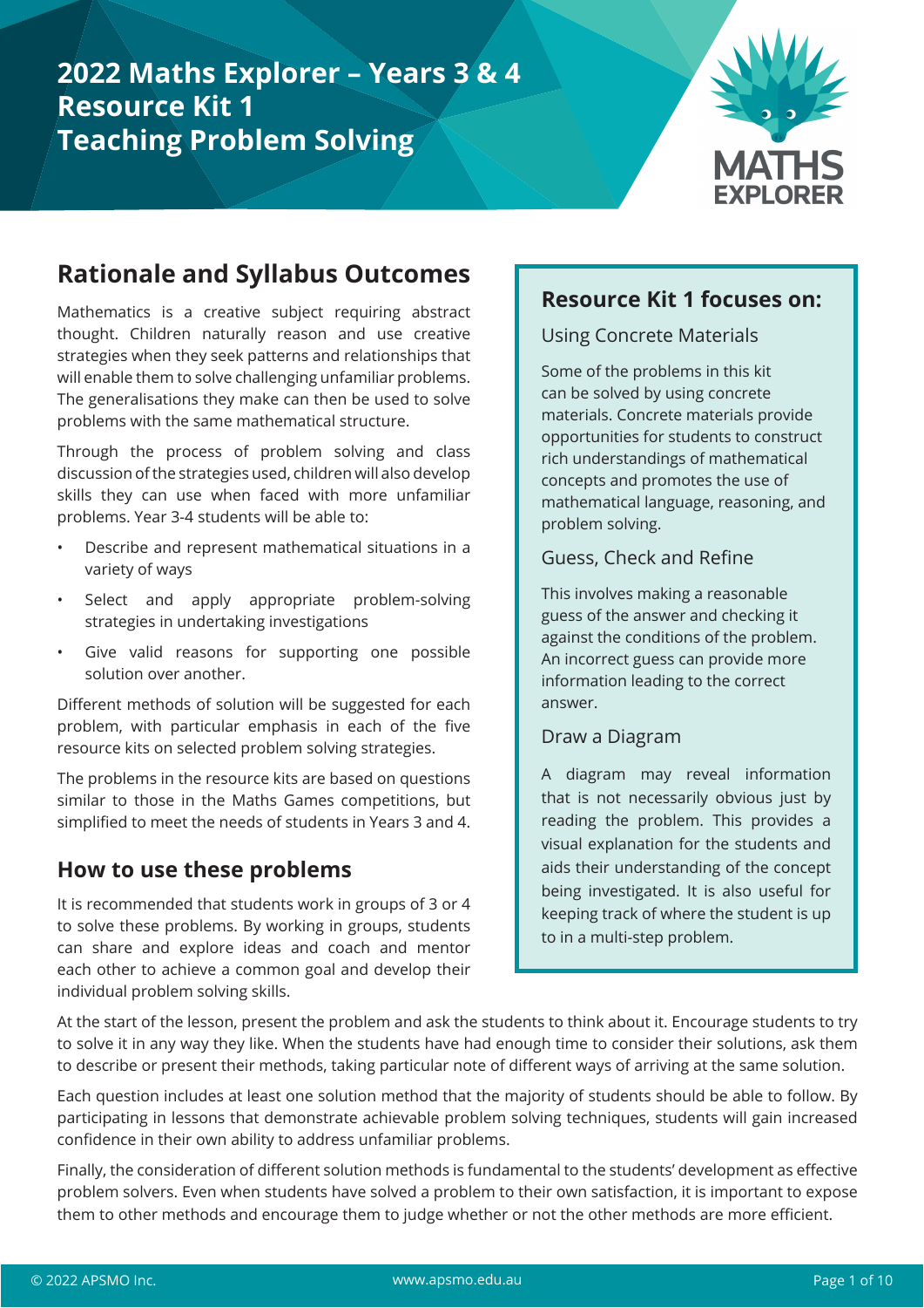# 2022 Maths Explorer – Years 3 & 4
# Resource Kit 1
# Teaching Problem Solving

MATHS EXPLORER

## Rationale and Syllabus Outcomes

Mathematics is a creative subject requiring abstract thought. Children naturally reason and use creative strategies when they seek patterns and relationships that will enable them to solve challenging unfamiliar problems. The generalisations they make can then be used to solve problems with the same mathematical structure.

Through the process of problem solving and class discussion of the strategies used, children will also develop skills they can use when faced with more unfamiliar problems. Year 3-4 students will be able to:

- Describe and represent mathematical situations in a variety of ways
- Select and apply appropriate problem-solving strategies in undertaking investigations
- Give valid reasons for supporting one possible solution over another.

Different methods of solution will be suggested for each problem, with particular emphasis in each of the five resource kits on selected problem solving strategies.

The problems in the resource kits are based on questions similar to those in the Maths Games competitions, but simplified to meet the needs of students in Years 3 and 4.

## How to use these problems

It is recommended that students work in groups of 3 or 4 to solve these problems. By working in groups, students can share and explore ideas and coach and mentor each other to achieve a common goal and develop their individual problem solving skills.

At the start of the lesson, present the problem and ask the students to think about it. Encourage students to try to solve it in any way they like. When the students have had enough time to consider their solutions, ask them to describe or present their methods, taking particular note of different ways of arriving at the same solution.

Each question includes at least one solution method that the majority of students should be able to follow. By participating in lessons that demonstrate achievable problem solving techniques, students will gain increased confidence in their own ability to address unfamiliar problems.

Finally, the consideration of different solution methods is fundamental to the students' development as effective problem solvers. Even when students have solved a problem to their own satisfaction, it is important to expose them to other methods and encourage them to judge whether or not the other methods are more efficient.

### Resource Kit 1 focuses on:

#### Using Concrete Materials

Some of the problems in this kit can be solved by using concrete materials. Concrete materials provide opportunities for students to construct rich understandings of mathematical concepts and promotes the use of mathematical language, reasoning, and problem solving.

#### Guess, Check and Refine

This involves making a reasonable guess of the answer and checking it against the conditions of the problem. An incorrect guess can provide more information leading to the correct answer.

#### Draw a Diagram

A diagram may reveal information that is not necessarily obvious just by reading the problem. This provides a visual explanation for the students and aids their understanding of the concept being investigated. It is also useful for keeping track of where the student is up to in a multi-step problem.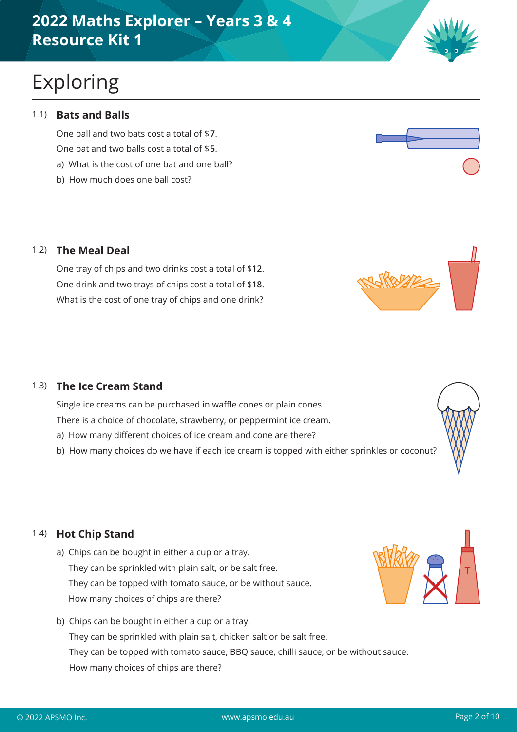# Exploring

### 1.1) Bats and Balls

One ball and two bats cost a total of $**7**.

One bat and two balls cost a total of $**5**.

a) What is the cost of one bat and one ball?

b) How much does one ball cost?

### 1.2) The Meal Deal

One tray of chips and two drinks cost a total of $**12**.

One drink and two trays of chips cost a total of $**18**.

What is the cost of one tray of chips and one drink?

### 1.3) The Ice Cream Stand

Single ice creams can be purchased in waffle cones or plain cones.

There is a choice of chocolate, strawberry, or peppermint ice cream.

a) How many different choices of ice cream and cone are there?

b) How many choices do we have if each ice cream is topped with either sprinkles or coconut?

### 1.4) Hot Chip Stand

a) Chips can be bought in either a cup or a tray.
They can be sprinkled with plain salt, or be salt free.
They can be topped with tomato sauce, or be without sauce.
How many choices of chips are there?

b) Chips can be bought in either a cup or a tray.
They can be sprinkled with plain salt, chicken salt or be salt free.
They can be topped with tomato sauce, BBQ sauce, chilli sauce, or be without sauce.
How many choices of chips are there?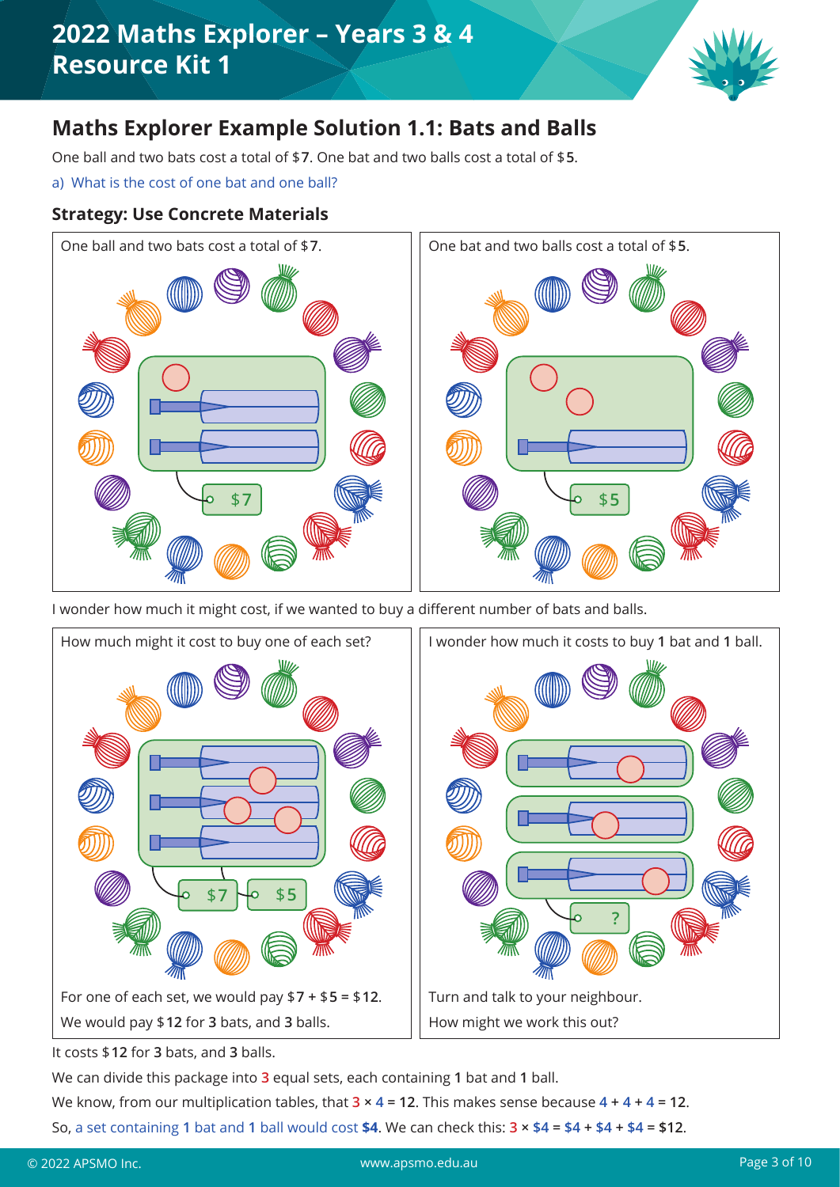# Maths Explorer Example Solution 1.1: Bats and Balls

One ball and two bats cost a total of $7. One bat and two balls cost a total of $5.

a) What is the cost of one bat and one ball?

### Strategy: Use Concrete Materials

One ball and two bats cost a total of $7.

$7

One bat and two balls cost a total of $5.

$5

I wonder how much it might cost, if we wanted to buy a different number of bats and balls.

How much might it cost to buy one of each set?

$7 $5

For one of each set, we would pay $7 + $5 = $12.

We would pay $12 for **3** bats, and **3** balls.

I wonder how much it costs to buy **1** bat and **1** ball.

?

Turn and talk to your neighbour.

How might we work this out?

It costs $12 for **3** bats, and **3** balls.

We can divide this package into **3** equal sets, each containing **1** bat and **1** ball.

We know, from our multiplication tables, that **3** × **4** = **12**. This makes sense because **4** + **4** + **4** = **12**.

So, a set containing **1** bat and **1** ball would cost **$4**. We can check this: **3** × **$4** = **$4** + **$4** + **$4** = **$12**.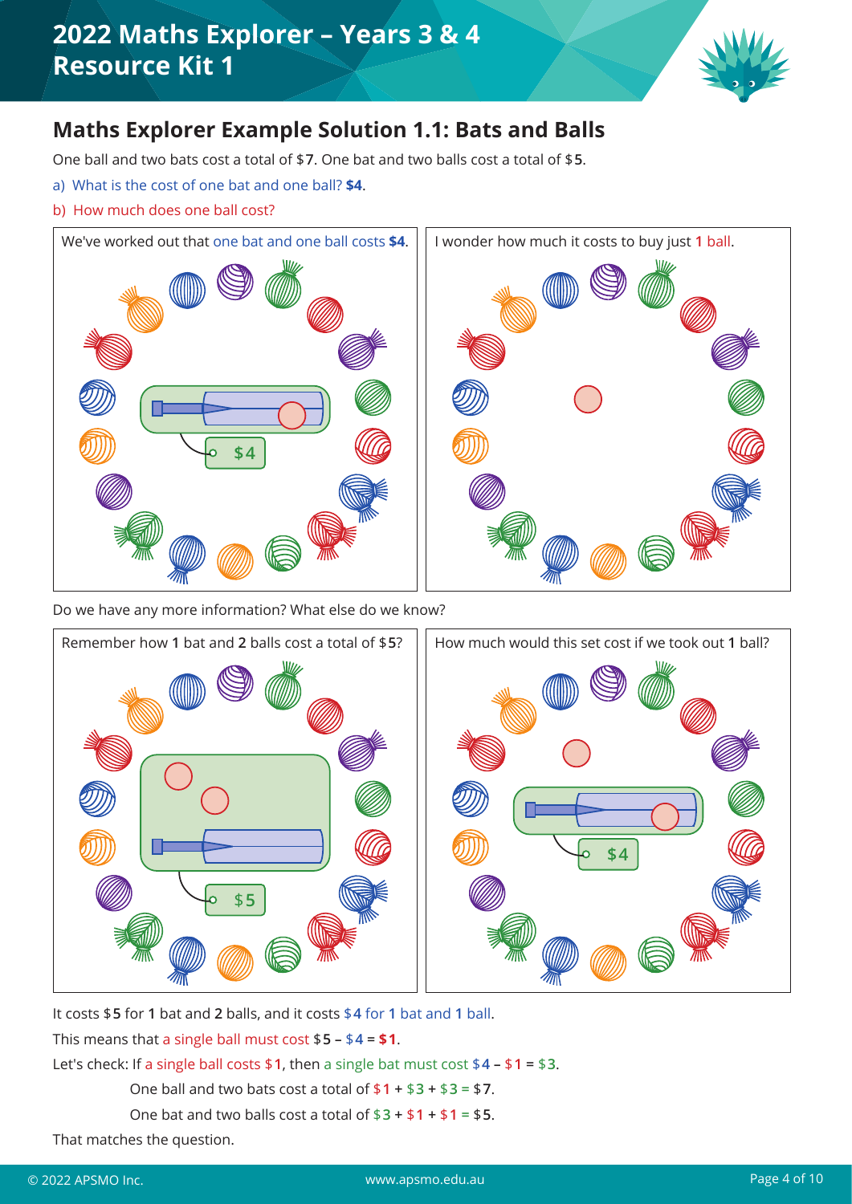# 2022 Maths Explorer – Years 3 & 4
# Resource Kit 1

## Maths Explorer Example Solution 1.1: Bats and Balls

One ball and two bats cost a total of $**7**. One bat and two balls cost a total of $**5**.

a) What is the cost of one bat and one ball? **$4**.

b) How much does one ball cost?

We've worked out that one bat and one ball costs **$4**.

$4

I wonder how much it costs to buy just **1** ball.

Do we have any more information? What else do we know?

Remember how **1** bat and **2** balls cost a total of $**5**?

$5

How much would this set cost if we took out **1** ball?

$4

It costs $**5** for **1** bat and **2** balls, and it costs $**4** for **1** bat and **1** ball.

This means that a single ball must cost $**5** – $**4** = **$1**.

Let's check: If a single ball costs $**1**, then a single bat must cost $**4** – $**1** = $**3**.

One ball and two bats cost a total of $**1** + $**3** + $**3** = $**7**.

One bat and two balls cost a total of $**3** + $**1** + $**1** = $**5**.

That matches the question.